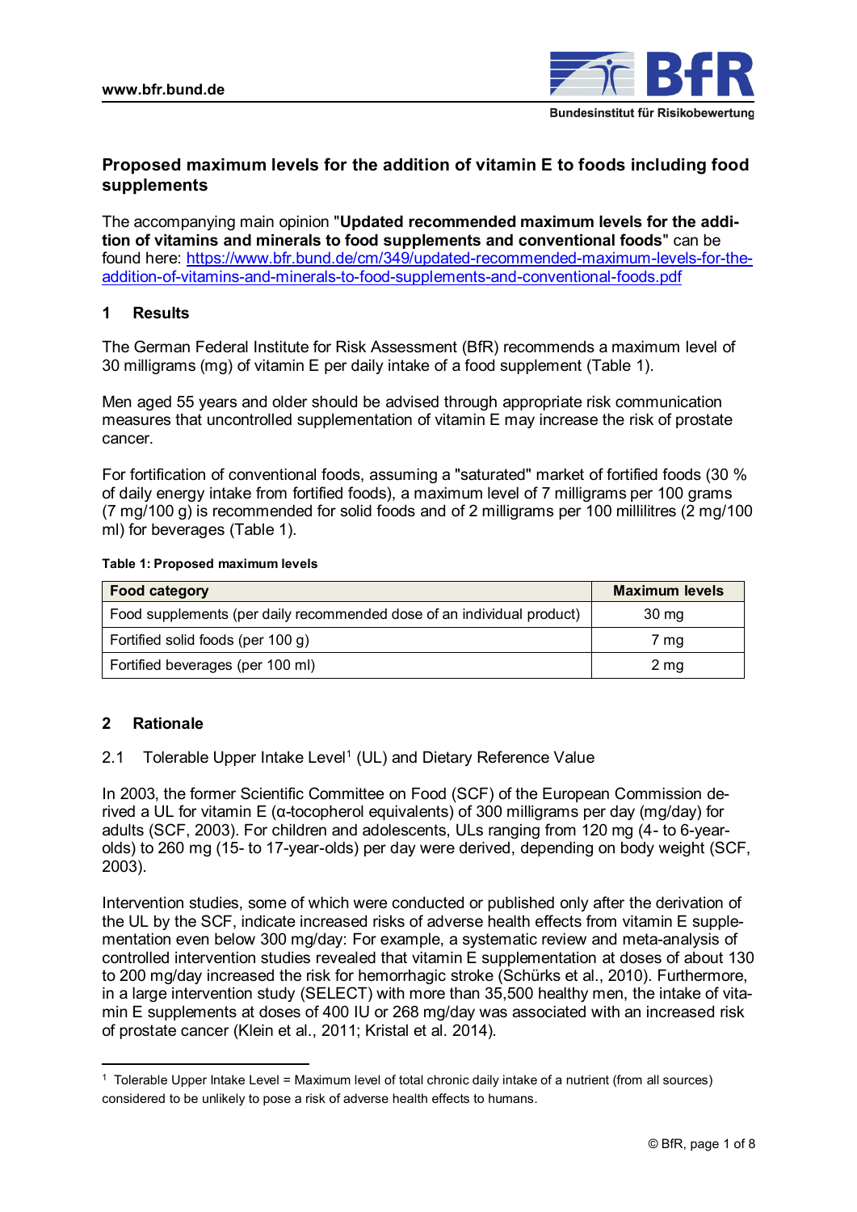# Proposed maximum levels for the addition of vitamin E to foods including food supplements

The accompanying main opinion "**Updated recommended maximum levels for the addition of vitamins and minerals to food supplements and conventional foods**" can be found here: [https://www.bfr.bund.de/cm/349/updated-recommended-maximum-levels-for-the-addition-of-vitamins-and-minerals-to-food-supplements-and-conventional-foods.pdf](https://www.bfr.bund.de/cm/349/updated-recommended-maximum-levels-for-the-addition-of-vitamins-and-minerals-to-food-supplements-and-conventional-foods.pdf)

## 1 Results

The German Federal Institute for Risk Assessment (BfR) recommends a maximum level of 30 milligrams (mg) of vitamin E per daily intake of a food supplement (Table 1).

Men aged 55 years and older should be advised through appropriate risk communication measures that uncontrolled supplementation of vitamin E may increase the risk of prostate cancer.

For fortification of conventional foods, assuming a "saturated" market of fortified foods (30 % of daily energy intake from fortified foods), a maximum level of 7 milligrams per 100 grams (7 mg/100 g) is recommended for solid foods and of 2 milligrams per 100 millilitres (2 mg/100 ml) for beverages (Table 1).

**Table 1: Proposed maximum levels**

| Food category | Maximum levels |
| --- | --- |
| Food supplements (per daily recommended dose of an individual product) | 30 mg |
| Fortified solid foods (per 100 g) | 7 mg |
| Fortified beverages (per 100 ml) | 2 mg |

## 2 Rationale

### 2.1 Tolerable Upper Intake Level[1] (UL) and Dietary Reference Value

In 2003, the former Scientific Committee on Food (SCF) of the European Commission derived a UL for vitamin E (α-tocopherol equivalents) of 300 milligrams per day (mg/day) for adults (SCF, 2003). For children and adolescents, ULs ranging from 120 mg (4- to 6-year-olds) to 260 mg (15- to 17-year-olds) per day were derived, depending on body weight (SCF, 2003).

Intervention studies, some of which were conducted or published only after the derivation of the UL by the SCF, indicate increased risks of adverse health effects from vitamin E supplementation even below 300 mg/day: For example, a systematic review and meta-analysis of controlled intervention studies revealed that vitamin E supplementation at doses of about 130 to 200 mg/day increased the risk for hemorrhagic stroke (Schürks et al., 2010). Furthermore, in a large intervention study (SELECT) with more than 35,500 healthy men, the intake of vitamin E supplements at doses of 400 IU or 268 mg/day was associated with an increased risk of prostate cancer (Klein et al., 2011; Kristal et al. 2014).

[1] Tolerable Upper Intake Level = Maximum level of total chronic daily intake of a nutrient (from all sources) considered to be unlikely to pose a risk of adverse health effects to humans.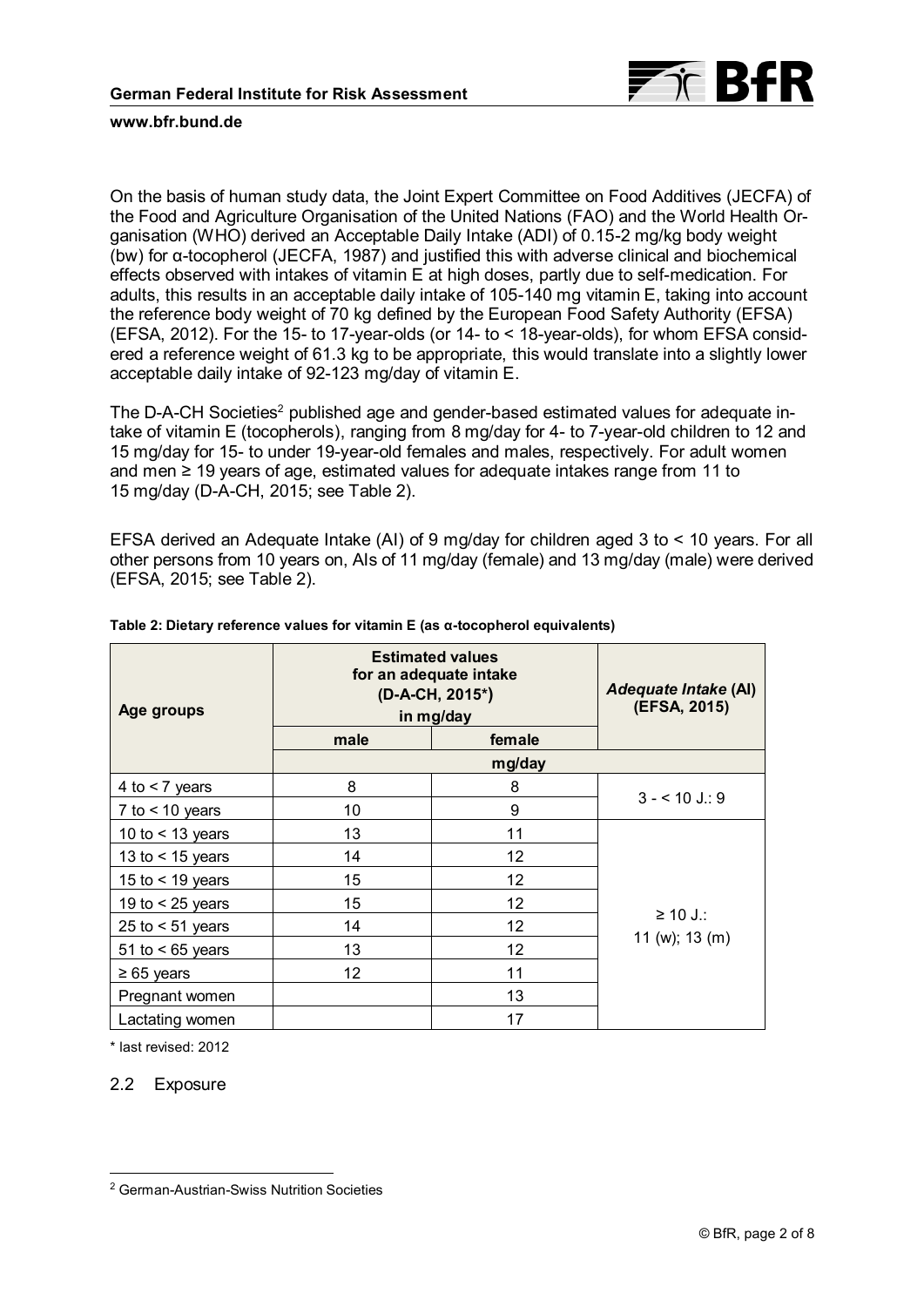On the basis of human study data, the Joint Expert Committee on Food Additives (JECFA) of the Food and Agriculture Organisation of the United Nations (FAO) and the World Health Organisation (WHO) derived an Acceptable Daily Intake (ADI) of 0.15-2 mg/kg body weight (bw) for α-tocopherol (JECFA, 1987) and justified this with adverse clinical and biochemical effects observed with intakes of vitamin E at high doses, partly due to self-medication. For adults, this results in an acceptable daily intake of 105-140 mg vitamin E, taking into account the reference body weight of 70 kg defined by the European Food Safety Authority (EFSA) (EFSA, 2012). For the 15- to 17-year-olds (or 14- to < 18-year-olds), for whom EFSA considered a reference weight of 61.3 kg to be appropriate, this would translate into a slightly lower acceptable daily intake of 92-123 mg/day of vitamin E.

The D-A-CH Societies[2] published age and gender-based estimated values for adequate intake of vitamin E (tocopherols), ranging from 8 mg/day for 4- to 7-year-old children to 12 and 15 mg/day for 15- to under 19-year-old females and males, respectively. For adult women and men ≥ 19 years of age, estimated values for adequate intakes range from 11 to 15 mg/day (D-A-CH, 2015; see Table 2).

EFSA derived an Adequate Intake (AI) of 9 mg/day for children aged 3 to < 10 years. For all other persons from 10 years on, AIs of 11 mg/day (female) and 13 mg/day (male) were derived (EFSA, 2015; see Table 2).

**Table 2: Dietary reference values for vitamin E (as α-tocopherol equivalents)**

| Age groups | Estimated values for an adequate intake (D-A-CH, 2015*) in mg/day | | *Adequate Intake* (AI) (EFSA, 2015) |
|---|---|---|---|
| | male | female | |
| | mg/day | | |
| 4 to < 7 years | 8 | 8 | 3 - < 10 J.: 9 |
| 7 to < 10 years | 10 | 9 | |
| 10 to < 13 years | 13 | 11 | ≥ 10 J.: 11 (w); 13 (m) |
| 13 to < 15 years | 14 | 12 | |
| 15 to < 19 years | 15 | 12 | |
| 19 to < 25 years | 15 | 12 | |
| 25 to < 51 years | 14 | 12 | |
| 51 to < 65 years | 13 | 12 | |
| ≥ 65 years | 12 | 11 | |
| Pregnant women | | 13 | |
| Lactating women | | 17 | |

\* last revised: 2012

## 2.2 Exposure

[2] German-Austrian-Swiss Nutrition Societies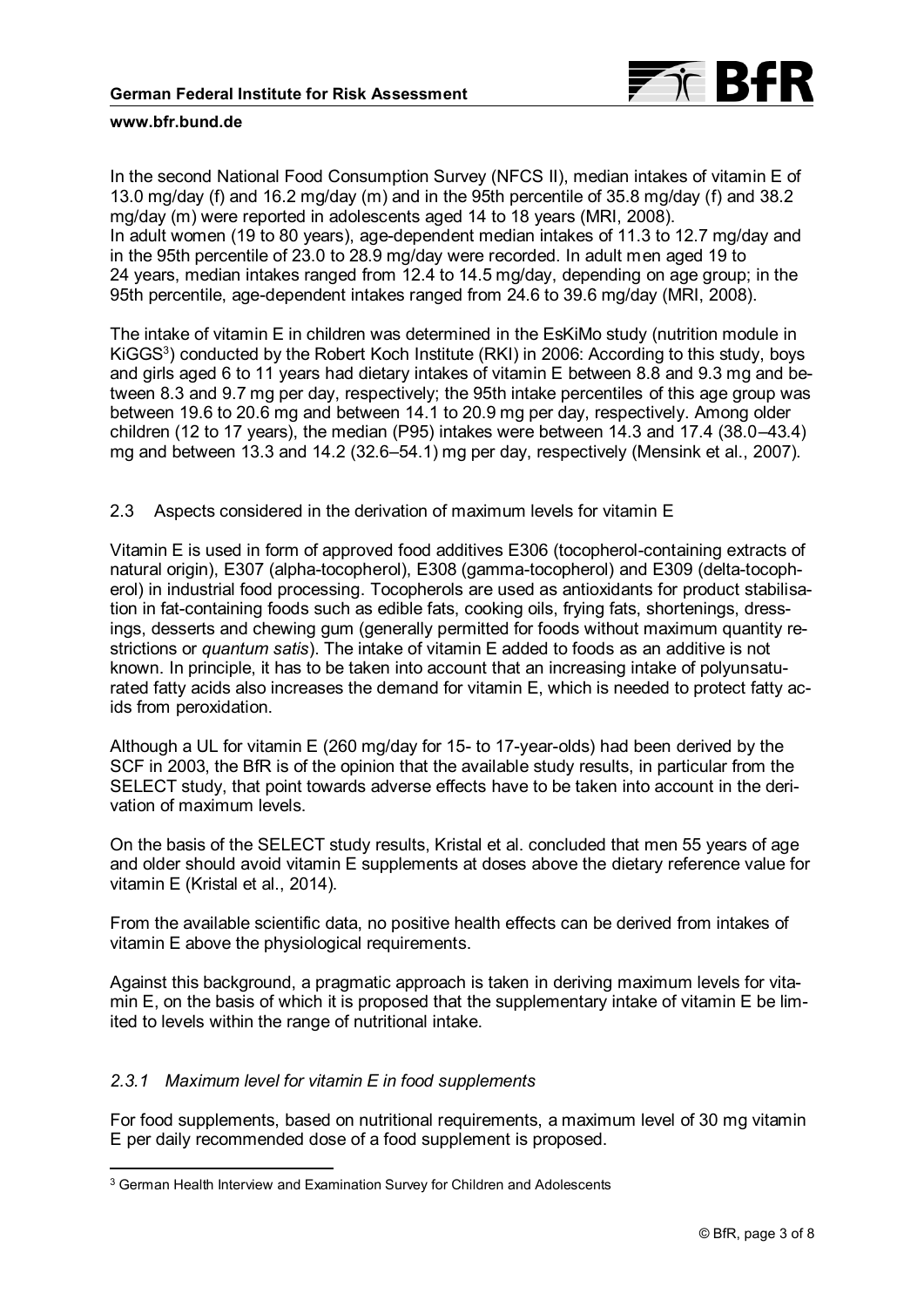In the second National Food Consumption Survey (NFCS II), median intakes of vitamin E of 13.0 mg/day (f) and 16.2 mg/day (m) and in the 95th percentile of 35.8 mg/day (f) and 38.2 mg/day (m) were reported in adolescents aged 14 to 18 years (MRI, 2008).
In adult women (19 to 80 years), age-dependent median intakes of 11.3 to 12.7 mg/day and in the 95th percentile of 23.0 to 28.9 mg/day were recorded. In adult men aged 19 to 24 years, median intakes ranged from 12.4 to 14.5 mg/day, depending on age group; in the 95th percentile, age-dependent intakes ranged from 24.6 to 39.6 mg/day (MRI, 2008).

The intake of vitamin E in children was determined in the EsKiMo study (nutrition module in KiGGS[3]) conducted by the Robert Koch Institute (RKI) in 2006: According to this study, boys and girls aged 6 to 11 years had dietary intakes of vitamin E between 8.8 and 9.3 mg and between 8.3 and 9.7 mg per day, respectively; the 95th intake percentiles of this age group was between 19.6 to 20.6 mg and between 14.1 to 20.9 mg per day, respectively. Among older children (12 to 17 years), the median (P95) intakes were between 14.3 and 17.4 (38.0–43.4) mg and between 13.3 and 14.2 (32.6–54.1) mg per day, respectively (Mensink et al., 2007).

## 2.3 Aspects considered in the derivation of maximum levels for vitamin E

Vitamin E is used in form of approved food additives E306 (tocopherol-containing extracts of natural origin), E307 (alpha-tocopherol), E308 (gamma-tocopherol) and E309 (delta-tocopherol) in industrial food processing. Tocopherols are used as antioxidants for product stabilisation in fat-containing foods such as edible fats, cooking oils, frying fats, shortenings, dressings, desserts and chewing gum (generally permitted for foods without maximum quantity restrictions or *quantum satis*). The intake of vitamin E added to foods as an additive is not known. In principle, it has to be taken into account that an increasing intake of polyunsaturated fatty acids also increases the demand for vitamin E, which is needed to protect fatty acids from peroxidation.

Although a UL for vitamin E (260 mg/day for 15- to 17-year-olds) had been derived by the SCF in 2003, the BfR is of the opinion that the available study results, in particular from the SELECT study, that point towards adverse effects have to be taken into account in the derivation of maximum levels.

On the basis of the SELECT study results, Kristal et al. concluded that men 55 years of age and older should avoid vitamin E supplements at doses above the dietary reference value for vitamin E (Kristal et al., 2014).

From the available scientific data, no positive health effects can be derived from intakes of vitamin E above the physiological requirements.

Against this background, a pragmatic approach is taken in deriving maximum levels for vitamin E, on the basis of which it is proposed that the supplementary intake of vitamin E be limited to levels within the range of nutritional intake.

### *2.3.1 Maximum level for vitamin E in food supplements*

For food supplements, based on nutritional requirements, a maximum level of 30 mg vitamin E per daily recommended dose of a food supplement is proposed.

[3] German Health Interview and Examination Survey for Children and Adolescents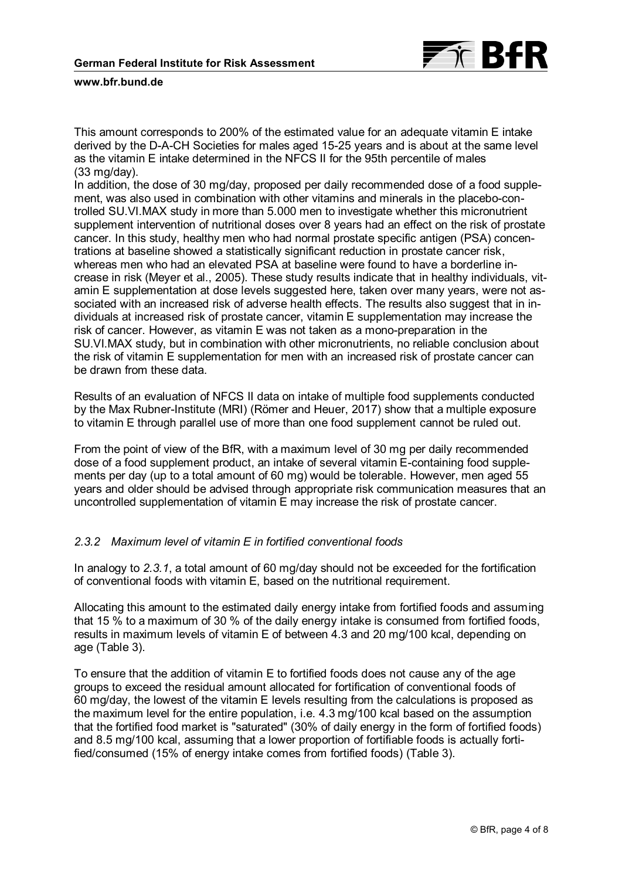This amount corresponds to 200% of the estimated value for an adequate vitamin E intake derived by the D-A-CH Societies for males aged 15-25 years and is about at the same level as the vitamin E intake determined in the NFCS II for the 95th percentile of males (33 mg/day).

In addition, the dose of 30 mg/day, proposed per daily recommended dose of a food supplement, was also used in combination with other vitamins and minerals in the placebo-controlled SU.VI.MAX study in more than 5.000 men to investigate whether this micronutrient supplement intervention of nutritional doses over 8 years had an effect on the risk of prostate cancer. In this study, healthy men who had normal prostate specific antigen (PSA) concentrations at baseline showed a statistically significant reduction in prostate cancer risk, whereas men who had an elevated PSA at baseline were found to have a borderline increase in risk (Meyer et al., 2005). These study results indicate that in healthy individuals, vitamin E supplementation at dose levels suggested here, taken over many years, were not associated with an increased risk of adverse health effects. The results also suggest that in individuals at increased risk of prostate cancer, vitamin E supplementation may increase the risk of cancer. However, as vitamin E was not taken as a mono-preparation in the SU.VI.MAX study, but in combination with other micronutrients, no reliable conclusion about the risk of vitamin E supplementation for men with an increased risk of prostate cancer can be drawn from these data.

Results of an evaluation of NFCS II data on intake of multiple food supplements conducted by the Max Rubner-Institute (MRI) (Römer and Heuer, 2017) show that a multiple exposure to vitamin E through parallel use of more than one food supplement cannot be ruled out.

From the point of view of the BfR, with a maximum level of 30 mg per daily recommended dose of a food supplement product, an intake of several vitamin E-containing food supplements per day (up to a total amount of 60 mg) would be tolerable. However, men aged 55 years and older should be advised through appropriate risk communication measures that an uncontrolled supplementation of vitamin E may increase the risk of prostate cancer.

### *2.3.2 Maximum level of vitamin E in fortified conventional foods*

In analogy to *2.3.1*, a total amount of 60 mg/day should not be exceeded for the fortification of conventional foods with vitamin E, based on the nutritional requirement.

Allocating this amount to the estimated daily energy intake from fortified foods and assuming that 15 % to a maximum of 30 % of the daily energy intake is consumed from fortified foods, results in maximum levels of vitamin E of between 4.3 and 20 mg/100 kcal, depending on age (Table 3).

To ensure that the addition of vitamin E to fortified foods does not cause any of the age groups to exceed the residual amount allocated for fortification of conventional foods of 60 mg/day, the lowest of the vitamin E levels resulting from the calculations is proposed as the maximum level for the entire population, i.e. 4.3 mg/100 kcal based on the assumption that the fortified food market is "saturated" (30% of daily energy in the form of fortified foods) and 8.5 mg/100 kcal, assuming that a lower proportion of fortifiable foods is actually fortified/consumed (15% of energy intake comes from fortified foods) (Table 3).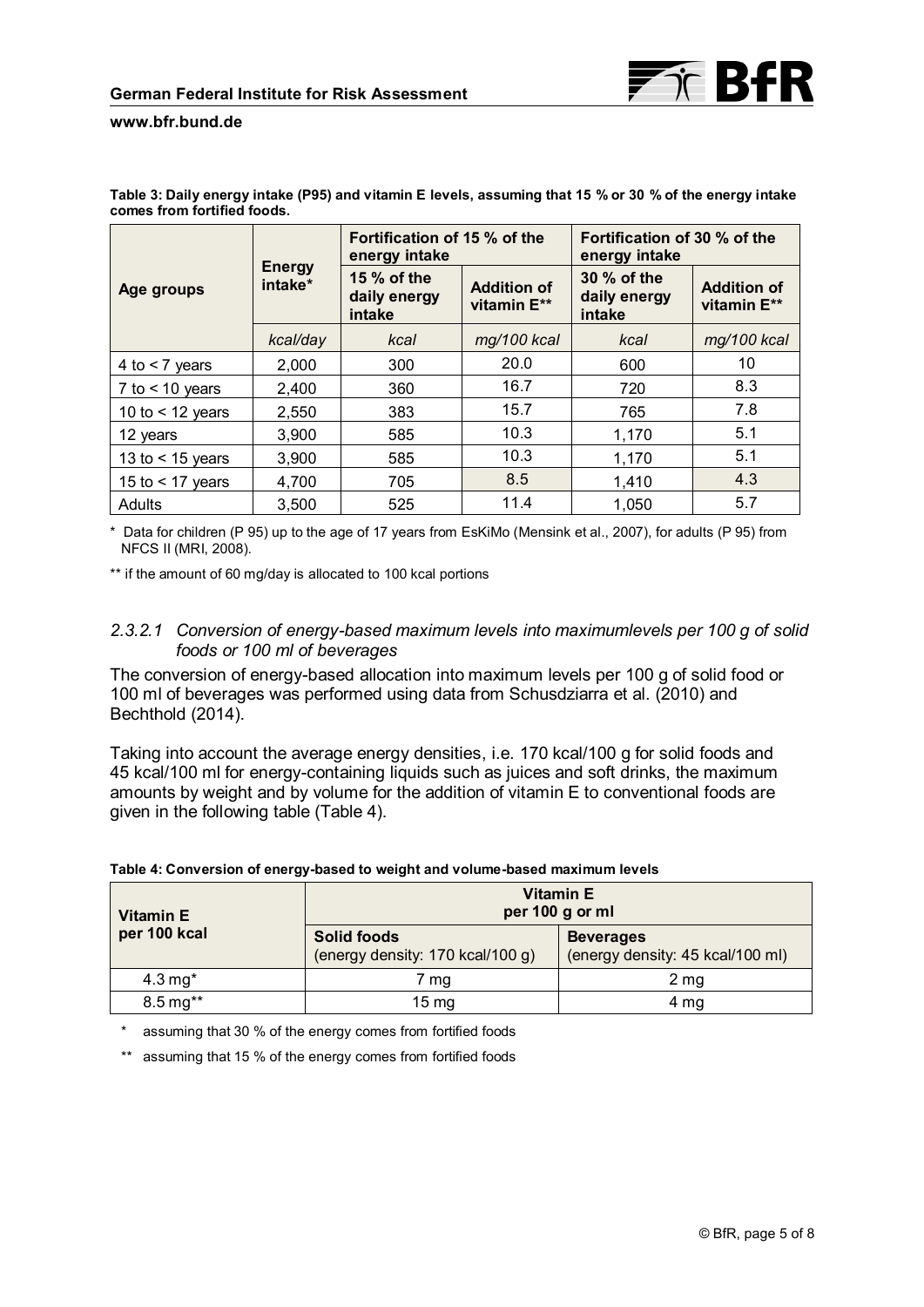**Table 3: Daily energy intake (P95) and vitamin E levels, assuming that 15 % or 30 % of the energy intake comes from fortified foods.**

| Age groups | Energy intake* | Fortification of 15 % of the energy intake | | Fortification of 30 % of the energy intake | |
|---|---|---|---|---|---|
| | | 15 % of the daily energy intake | Addition of vitamin E** | 30 % of the daily energy intake | Addition of vitamin E** |
| | *kcal/day* | *kcal* | *mg/100 kcal* | *kcal* | *mg/100 kcal* |
| 4 to < 7 years | 2,000 | 300 | 20.0 | 600 | 10 |
| 7 to < 10 years | 2,400 | 360 | 16.7 | 720 | 8.3 |
| 10 to < 12 years | 2,550 | 383 | 15.7 | 765 | 7.8 |
| 12 years | 3,900 | 585 | 10.3 | 1,170 | 5.1 |
| 13 to < 15 years | 3,900 | 585 | 10.3 | 1,170 | 5.1 |
| 15 to < 17 years | 4,700 | 705 | 8.5 | 1,410 | 4.3 |
| Adults | 3,500 | 525 | 11.4 | 1,050 | 5.7 |

\* Data for children (P 95) up to the age of 17 years from EsKiMo (Mensink et al., 2007), for adults (P 95) from NFCS II (MRI, 2008).

\** if the amount of 60 mg/day is allocated to 100 kcal portions

#### *2.3.2.1 Conversion of energy-based maximum levels into maximumlevels per 100 g of solid foods or 100 ml of beverages*

The conversion of energy-based allocation into maximum levels per 100 g of solid food or 100 ml of beverages was performed using data from Schusdziarra et al. (2010) and Bechthold (2014).

Taking into account the average energy densities, i.e. 170 kcal/100 g for solid foods and 45 kcal/100 ml for energy-containing liquids such as juices and soft drinks, the maximum amounts by weight and by volume for the addition of vitamin E to conventional foods are given in the following table (Table 4).

**Table 4: Conversion of energy-based to weight and volume-based maximum levels**

| Vitamin E per 100 kcal | Vitamin E per 100 g or ml | |
|---|---|---|
| | **Solid foods** (energy density: 170 kcal/100 g) | **Beverages** (energy density: 45 kcal/100 ml) |
| 4.3 mg* | 7 mg | 2 mg |
| 8.5 mg** | 15 mg | 4 mg |

\* assuming that 30 % of the energy comes from fortified foods

\** assuming that 15 % of the energy comes from fortified foods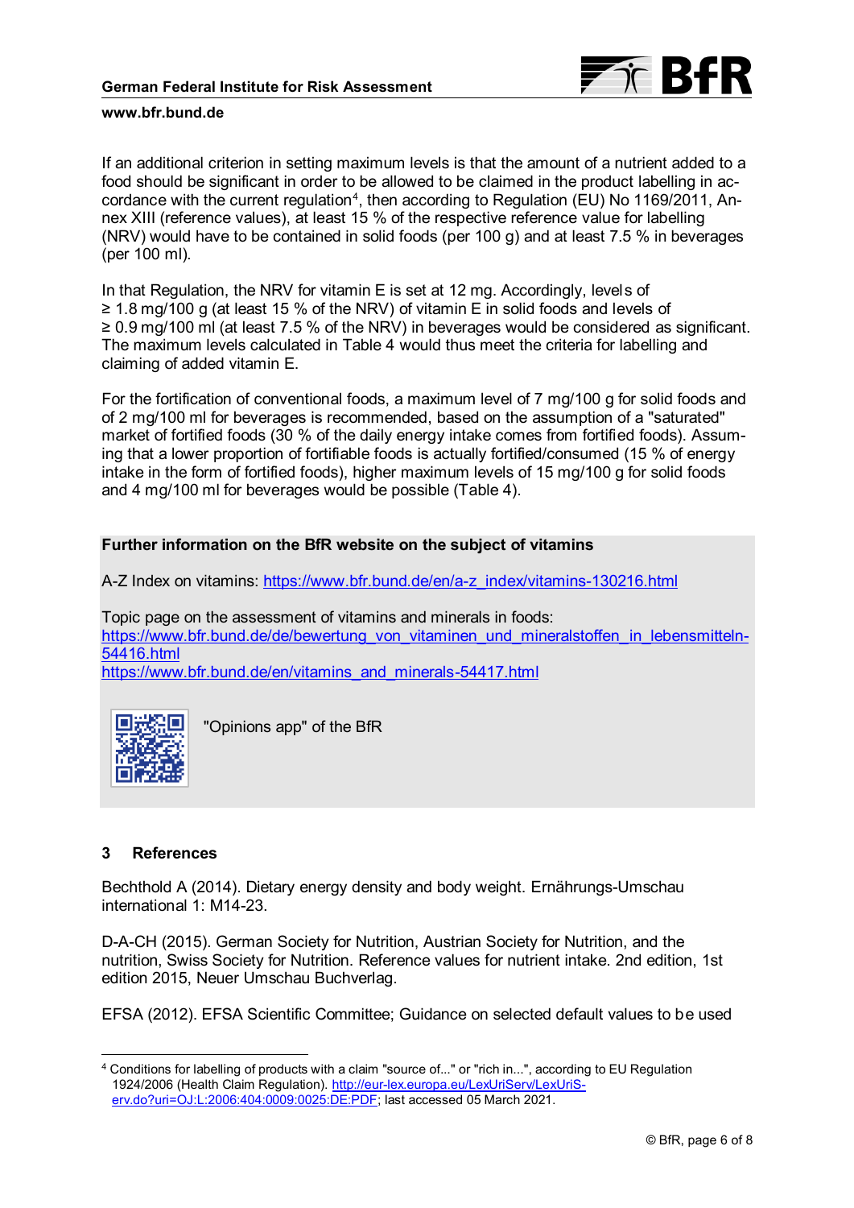If an additional criterion in setting maximum levels is that the amount of a nutrient added to a food should be significant in order to be allowed to be claimed in the product labelling in accordance with the current regulation[4], then according to Regulation (EU) No 1169/2011, Annex XIII (reference values), at least 15 % of the respective reference value for labelling (NRV) would have to be contained in solid foods (per 100 g) and at least 7.5 % in beverages (per 100 ml).

In that Regulation, the NRV for vitamin E is set at 12 mg. Accordingly, levels of ≥ 1.8 mg/100 g (at least 15 % of the NRV) of vitamin E in solid foods and levels of ≥ 0.9 mg/100 ml (at least 7.5 % of the NRV) in beverages would be considered as significant. The maximum levels calculated in Table 4 would thus meet the criteria for labelling and claiming of added vitamin E.

For the fortification of conventional foods, a maximum level of 7 mg/100 g for solid foods and of 2 mg/100 ml for beverages is recommended, based on the assumption of a "saturated" market of fortified foods (30 % of the daily energy intake comes from fortified foods). Assuming that a lower proportion of fortifiable foods is actually fortified/consumed (15 % of energy intake in the form of fortified foods), higher maximum levels of 15 mg/100 g for solid foods and 4 mg/100 ml for beverages would be possible (Table 4).

**Further information on the BfR website on the subject of vitamins**

A-Z Index on vitamins: https://www.bfr.bund.de/en/a-z_index/vitamins-130216.html

Topic page on the assessment of vitamins and minerals in foods:
https://www.bfr.bund.de/de/bewertung_von_vitaminen_und_mineralstoffen_in_lebensmitteln-54416.html
https://www.bfr.bund.de/en/vitamins_and_minerals-54417.html

"Opinions app" of the BfR

## 3 References

Bechthold A (2014). Dietary energy density and body weight. Ernährungs-Umschau international 1: M14-23.

D-A-CH (2015). German Society for Nutrition, Austrian Society for Nutrition, and the nutrition, Swiss Society for Nutrition. Reference values for nutrient intake. 2nd edition, 1st edition 2015, Neuer Umschau Buchverlag.

EFSA (2012). EFSA Scientific Committee; Guidance on selected default values to be used

---

[4] Conditions for labelling of products with a claim "source of..." or "rich in...", according to EU Regulation 1924/2006 (Health Claim Regulation). http://eur-lex.europa.eu/LexUriServ/LexUriServ.do?uri=OJ:L:2006:404:0009:0025:DE:PDF; last accessed 05 March 2021.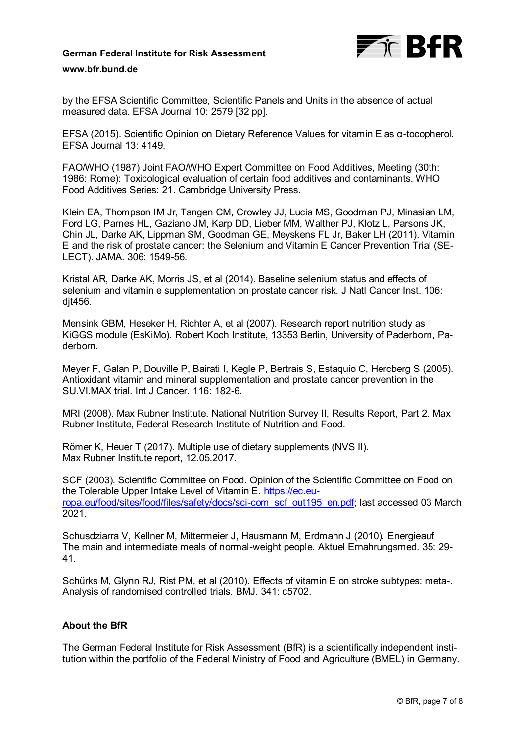by the EFSA Scientific Committee, Scientific Panels and Units in the absence of actual measured data. EFSA Journal 10: 2579 [32 pp].

EFSA (2015). Scientific Opinion on Dietary Reference Values for vitamin E as α-tocopherol. EFSA Journal 13: 4149.

FAO/WHO (1987) Joint FAO/WHO Expert Committee on Food Additives, Meeting (30th: 1986: Rome): Toxicological evaluation of certain food additives and contaminants. WHO Food Additives Series: 21. Cambridge University Press.

Klein EA, Thompson IM Jr, Tangen CM, Crowley JJ, Lucia MS, Goodman PJ, Minasian LM, Ford LG, Parnes HL, Gaziano JM, Karp DD, Lieber MM, Walther PJ, Klotz L, Parsons JK, Chin JL, Darke AK, Lippman SM, Goodman GE, Meyskens FL Jr, Baker LH (2011). Vitamin E and the risk of prostate cancer: the Selenium and Vitamin E Cancer Prevention Trial (SELECT). JAMA. 306: 1549-56.

Kristal AR, Darke AK, Morris JS, et al (2014). Baseline selenium status and effects of selenium and vitamin e supplementation on prostate cancer risk. J Natl Cancer Inst. 106: djt456.

Mensink GBM, Heseker H, Richter A, et al (2007). Research report nutrition study as KiGGS module (EsKiMo). Robert Koch Institute, 13353 Berlin, University of Paderborn, Paderborn.

Meyer F, Galan P, Douville P, Bairati I, Kegle P, Bertrais S, Estaquio C, Hercberg S (2005). Antioxidant vitamin and mineral supplementation and prostate cancer prevention in the SU.VI.MAX trial. Int J Cancer. 116: 182-6.

MRI (2008). Max Rubner Institute. National Nutrition Survey II, Results Report, Part 2. Max Rubner Institute, Federal Research Institute of Nutrition and Food.

Römer K, Heuer T (2017). Multiple use of dietary supplements (NVS II). Max Rubner Institute report, 12.05.2017.

SCF (2003). Scientific Committee on Food. Opinion of the Scientific Committee on Food on the Tolerable Upper Intake Level of Vitamin E. https://ec.europa.eu/food/sites/food/files/safety/docs/sci-com_scf_out195_en.pdf; last accessed 03 March 2021.

Schusdziarra V, Kellner M, Mittermeier J, Hausmann M, Erdmann J (2010). Energieauf The main and intermediate meals of normal-weight people. Aktuel Ernahrungsmed. 35: 29-41.

Schürks M, Glynn RJ, Rist PM, et al (2010). Effects of vitamin E on stroke subtypes: meta-. Analysis of randomised controlled trials. BMJ. 341: c5702.

## About the BfR

The German Federal Institute for Risk Assessment (BfR) is a scientifically independent institution within the portfolio of the Federal Ministry of Food and Agriculture (BMEL) in Germany.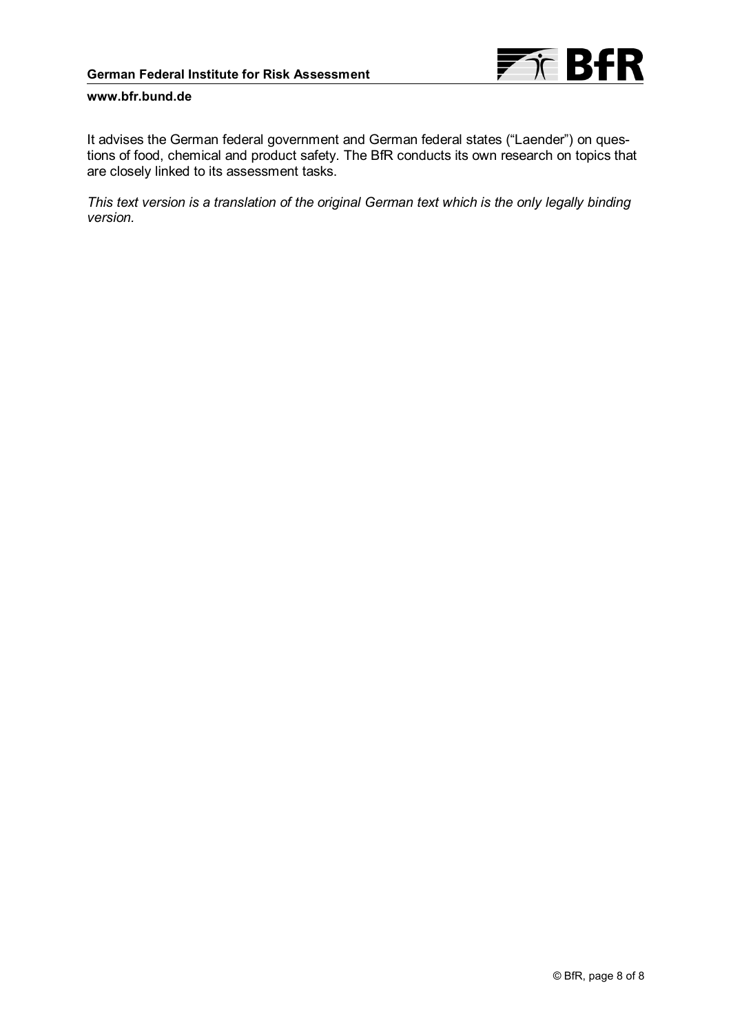It advises the German federal government and German federal states ("Laender") on questions of food, chemical and product safety. The BfR conducts its own research on topics that are closely linked to its assessment tasks.

*This text version is a translation of the original German text which is the only legally binding version.*